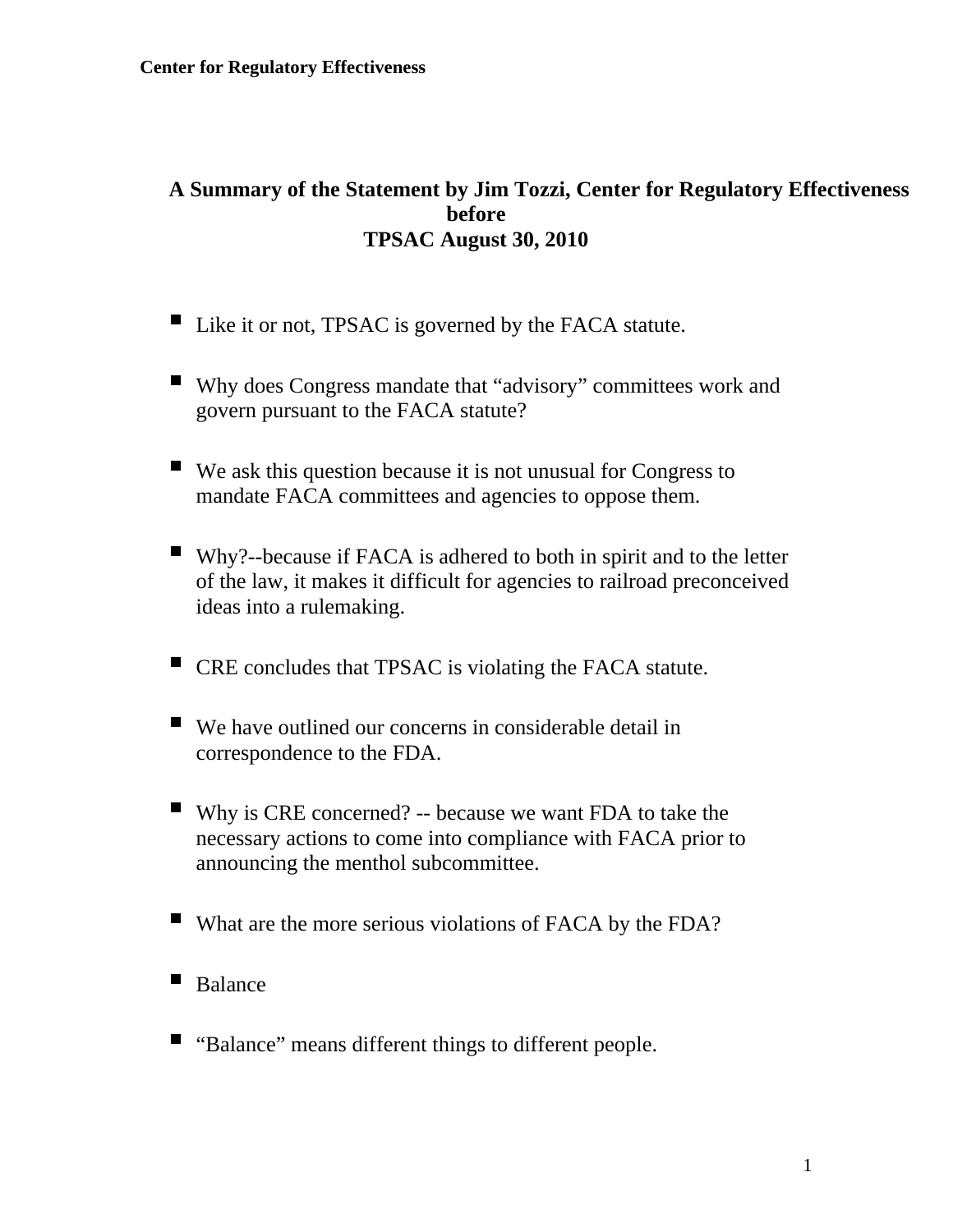# A Summary of the Statement by Jim Tozzi, Center for Regulatory Effectiveness before TPSAC August 30, 2010

- Like it or not, TPSAC is governed by the FACA statute.
- Why does Congress mandate that "advisory" committees work and govern pursuant to the FACA statute?
- We ask this question because it is not unusual for Congress to mandate FACA committees and agencies to oppose them.
- Why?--because if FACA is adhered to both in spirit and to the letter of the law, it makes it difficult for agencies to railroad preconceived ideas into a rulemaking.
- CRE concludes that TPSAC is violating the FACA statute.
- We have outlined our concerns in considerable detail in correspondence to the FDA.
- Why is CRE concerned? -- because we want FDA to take the necessary actions to come into compliance with FACA prior to announcing the menthol subcommittee.
- What are the more serious violations of FACA by the FDA?
- Balance
- "Balance" means different things to different people.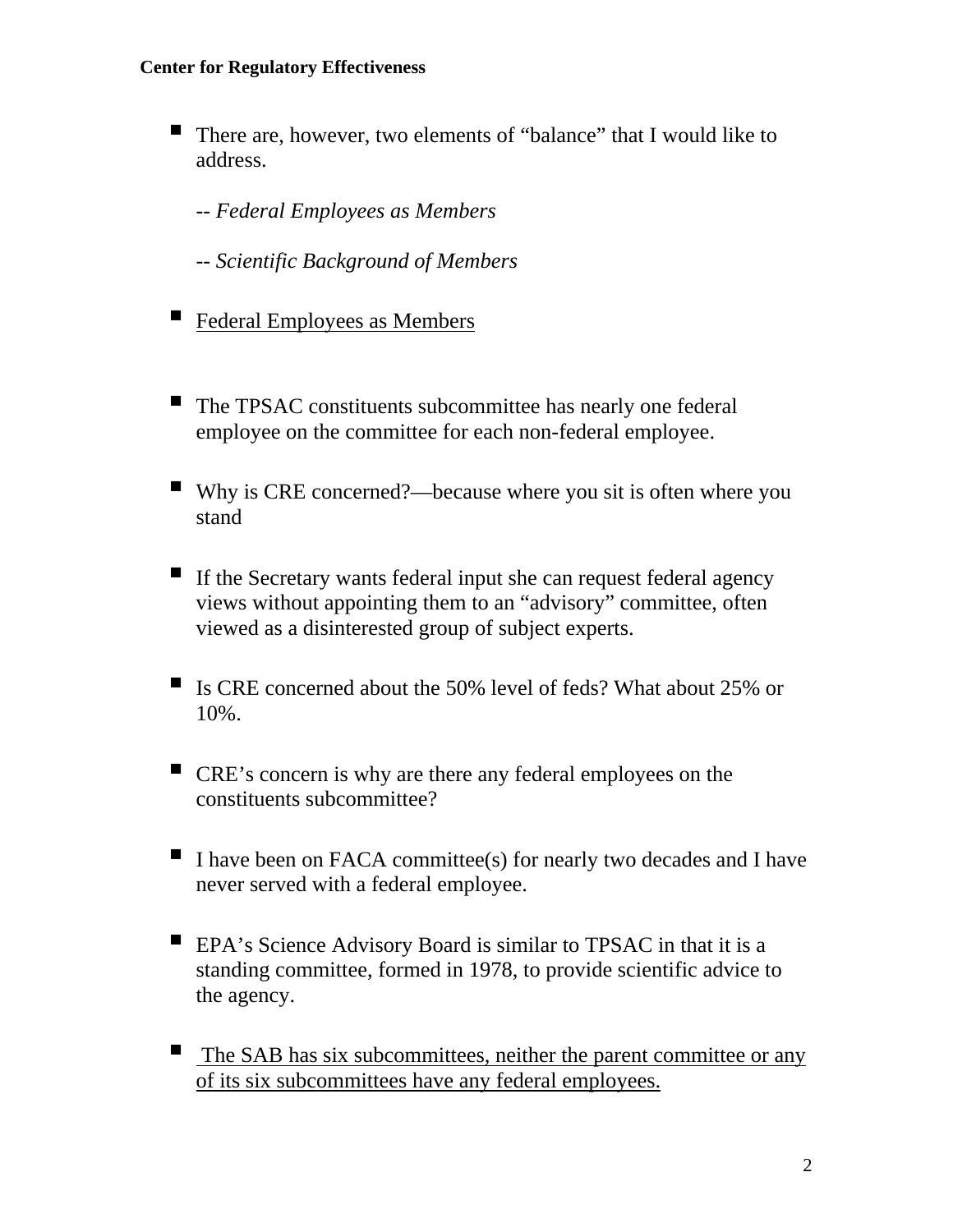- There are, however, two elements of "balance" that I would like to address.

  -- *Federal Employees as Members*

  -- *Scientific Background of Members*

- <u>Federal Employees as Members</u>

- The TPSAC constituents subcommittee has nearly one federal employee on the committee for each non-federal employee.

- Why is CRE concerned?—because where you sit is often where you stand

- If the Secretary wants federal input she can request federal agency views without appointing them to an "advisory" committee, often viewed as a disinterested group of subject experts.

- Is CRE concerned about the 50% level of feds? What about 25% or 10%.

- CRE's concern is why are there any federal employees on the constituents subcommittee?

- I have been on FACA committee(s) for nearly two decades and I have never served with a federal employee.

- EPA's Science Advisory Board is similar to TPSAC in that it is a standing committee, formed in 1978, to provide scientific advice to the agency.

- <u>The SAB has six subcommittees, neither the parent committee or any of its six subcommittees have any federal employees.</u>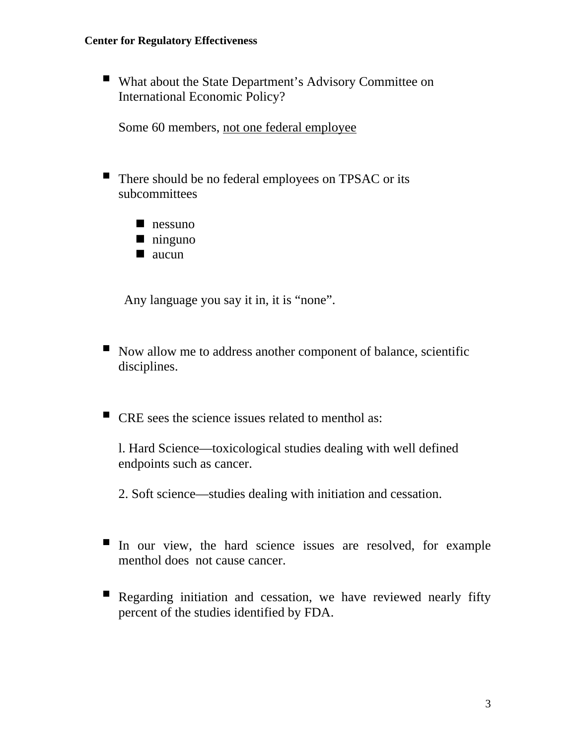- What about the State Department's Advisory Committee on International Economic Policy?

  Some 60 members, <u>not one federal employee</u>

- There should be no federal employees on TPSAC or its subcommittees

  - nessuno
  - ninguno
  - aucun

  Any language you say it in, it is "none".

- Now allow me to address another component of balance, scientific disciplines.

- CRE sees the science issues related to menthol as:

  l. Hard Science—toxicological studies dealing with well defined endpoints such as cancer.

  2. Soft science—studies dealing with initiation and cessation.

- In our view, the hard science issues are resolved, for example menthol does not cause cancer.

- Regarding initiation and cessation, we have reviewed nearly fifty percent of the studies identified by FDA.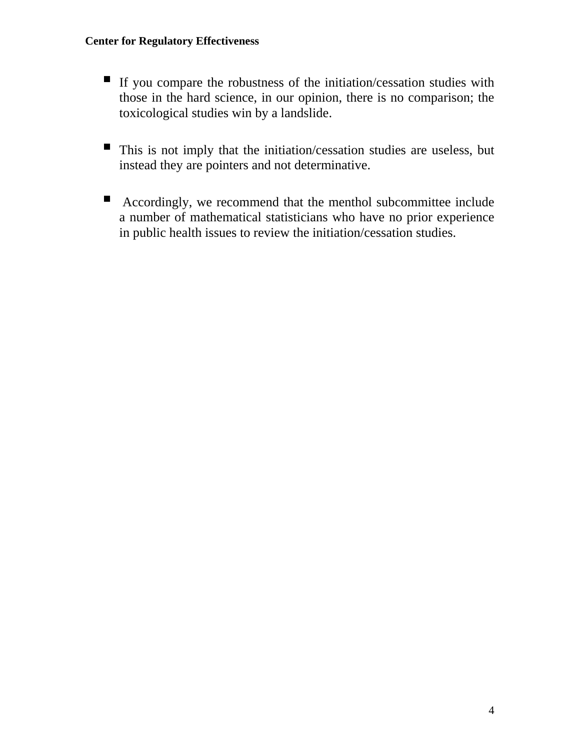- If you compare the robustness of the initiation/cessation studies with those in the hard science, in our opinion, there is no comparison; the toxicological studies win by a landslide.

- This is not imply that the initiation/cessation studies are useless, but instead they are pointers and not determinative.

- Accordingly, we recommend that the menthol subcommittee include a number of mathematical statisticians who have no prior experience in public health issues to review the initiation/cessation studies.